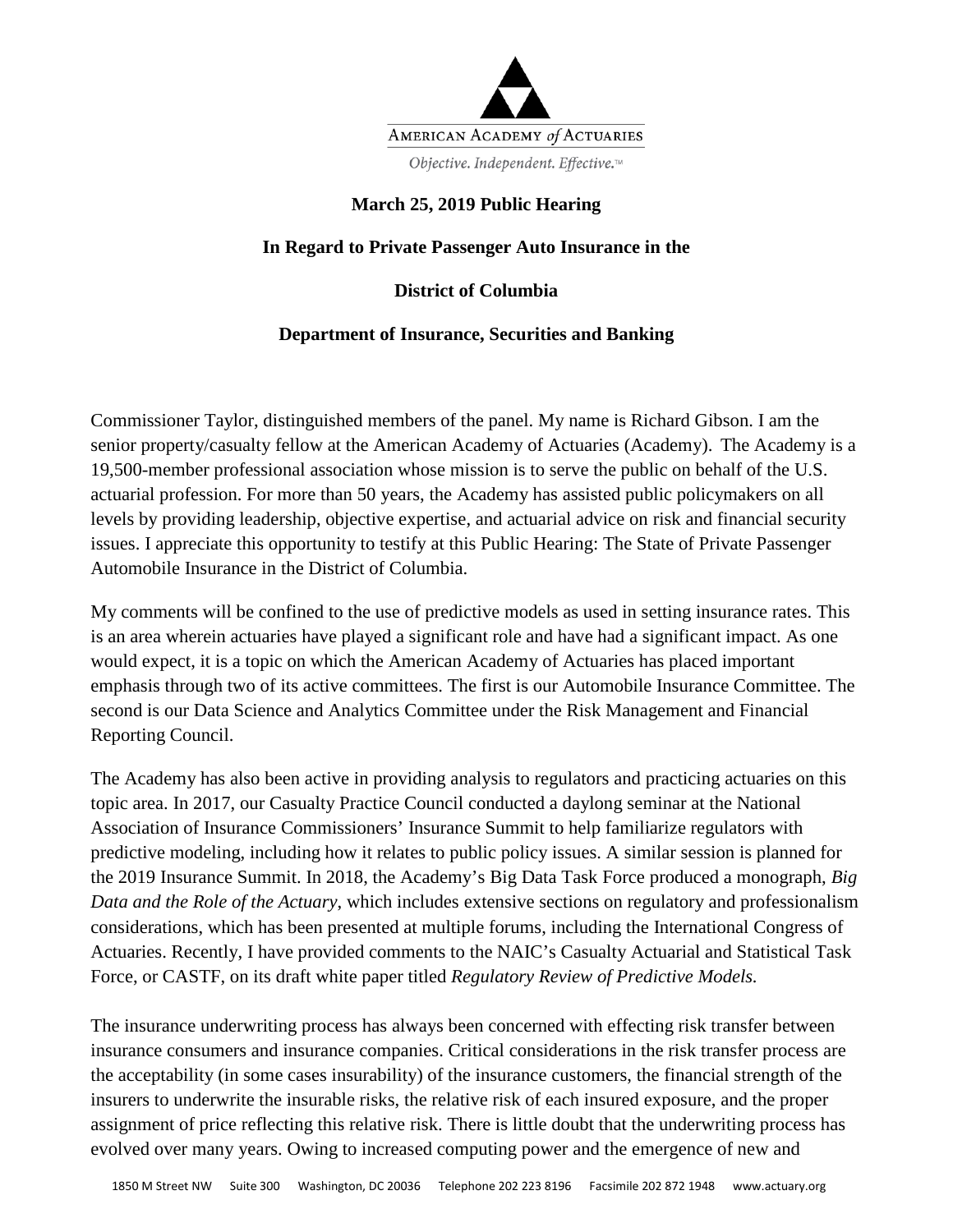AMERICAN ACADEMY *of* ACTUARIES

*Objective. Independent. Effective.*™

**March 25, 2019 Public Hearing**

**In Regard to Private Passenger Auto Insurance in the**

**District of Columbia**

**Department of Insurance, Securities and Banking**

Commissioner Taylor, distinguished members of the panel. My name is Richard Gibson. I am the senior property/casualty fellow at the American Academy of Actuaries (Academy). The Academy is a 19,500-member professional association whose mission is to serve the public on behalf of the U.S. actuarial profession. For more than 50 years, the Academy has assisted public policymakers on all levels by providing leadership, objective expertise, and actuarial advice on risk and financial security issues. I appreciate this opportunity to testify at this Public Hearing: The State of Private Passenger Automobile Insurance in the District of Columbia.

My comments will be confined to the use of predictive models as used in setting insurance rates. This is an area wherein actuaries have played a significant role and have had a significant impact. As one would expect, it is a topic on which the American Academy of Actuaries has placed important emphasis through two of its active committees. The first is our Automobile Insurance Committee. The second is our Data Science and Analytics Committee under the Risk Management and Financial Reporting Council.

The Academy has also been active in providing analysis to regulators and practicing actuaries on this topic area. In 2017, our Casualty Practice Council conducted a daylong seminar at the National Association of Insurance Commissioners' Insurance Summit to help familiarize regulators with predictive modeling, including how it relates to public policy issues. A similar session is planned for the 2019 Insurance Summit. In 2018, the Academy's Big Data Task Force produced a monograph, *Big Data and the Role of the Actuary*, which includes extensive sections on regulatory and professionalism considerations, which has been presented at multiple forums, including the International Congress of Actuaries. Recently, I have provided comments to the NAIC's Casualty Actuarial and Statistical Task Force, or CASTF, on its draft white paper titled *Regulatory Review of Predictive Models.*

The insurance underwriting process has always been concerned with effecting risk transfer between insurance consumers and insurance companies. Critical considerations in the risk transfer process are the acceptability (in some cases insurability) of the insurance customers, the financial strength of the insurers to underwrite the insurable risks, the relative risk of each insured exposure, and the proper assignment of price reflecting this relative risk. There is little doubt that the underwriting process has evolved over many years. Owing to increased computing power and the emergence of new and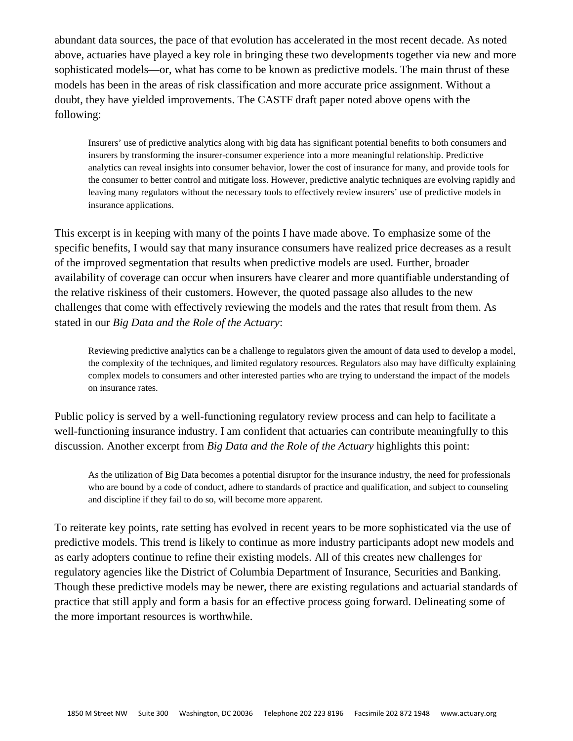abundant data sources, the pace of that evolution has accelerated in the most recent decade. As noted above, actuaries have played a key role in bringing these two developments together via new and more sophisticated models—or, what has come to be known as predictive models. The main thrust of these models has been in the areas of risk classification and more accurate price assignment. Without a doubt, they have yielded improvements. The CASTF draft paper noted above opens with the following:

> Insurers' use of predictive analytics along with big data has significant potential benefits to both consumers and insurers by transforming the insurer-consumer experience into a more meaningful relationship. Predictive analytics can reveal insights into consumer behavior, lower the cost of insurance for many, and provide tools for the consumer to better control and mitigate loss. However, predictive analytic techniques are evolving rapidly and leaving many regulators without the necessary tools to effectively review insurers' use of predictive models in insurance applications.

This excerpt is in keeping with many of the points I have made above. To emphasize some of the specific benefits, I would say that many insurance consumers have realized price decreases as a result of the improved segmentation that results when predictive models are used. Further, broader availability of coverage can occur when insurers have clearer and more quantifiable understanding of the relative riskiness of their customers. However, the quoted passage also alludes to the new challenges that come with effectively reviewing the models and the rates that result from them. As stated in our *Big Data and the Role of the Actuary*:

> Reviewing predictive analytics can be a challenge to regulators given the amount of data used to develop a model, the complexity of the techniques, and limited regulatory resources. Regulators also may have difficulty explaining complex models to consumers and other interested parties who are trying to understand the impact of the models on insurance rates.

Public policy is served by a well-functioning regulatory review process and can help to facilitate a well-functioning insurance industry. I am confident that actuaries can contribute meaningfully to this discussion. Another excerpt from *Big Data and the Role of the Actuary* highlights this point:

> As the utilization of Big Data becomes a potential disruptor for the insurance industry, the need for professionals who are bound by a code of conduct, adhere to standards of practice and qualification, and subject to counseling and discipline if they fail to do so, will become more apparent.

To reiterate key points, rate setting has evolved in recent years to be more sophisticated via the use of predictive models. This trend is likely to continue as more industry participants adopt new models and as early adopters continue to refine their existing models. All of this creates new challenges for regulatory agencies like the District of Columbia Department of Insurance, Securities and Banking. Though these predictive models may be newer, there are existing regulations and actuarial standards of practice that still apply and form a basis for an effective process going forward. Delineating some of the more important resources is worthwhile.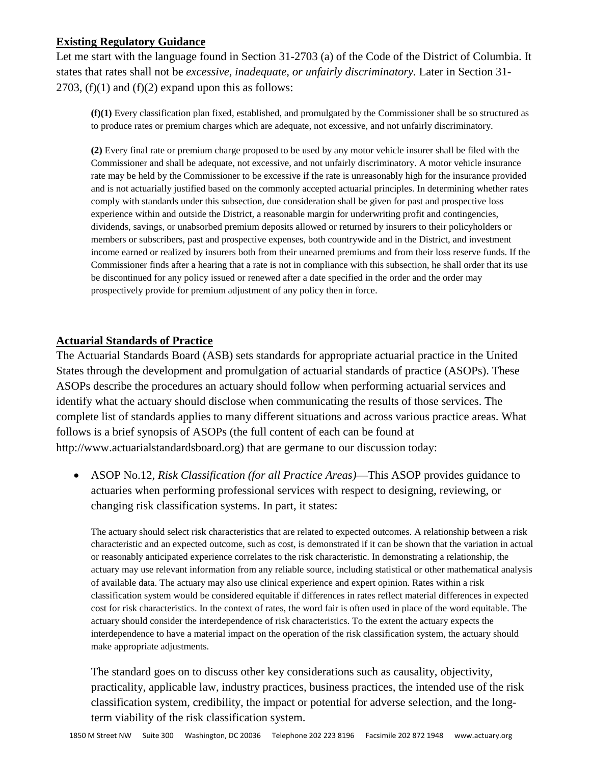## Existing Regulatory Guidance

Let me start with the language found in Section 31-2703 (a) of the Code of the District of Columbia. It states that rates shall not be *excessive, inadequate, or unfairly discriminatory.* Later in Section 31-2703, (f)(1) and (f)(2) expand upon this as follows:

> **(f)(1)** Every classification plan fixed, established, and promulgated by the Commissioner shall be so structured as to produce rates or premium charges which are adequate, not excessive, and not unfairly discriminatory.
>
> **(2)** Every final rate or premium charge proposed to be used by any motor vehicle insurer shall be filed with the Commissioner and shall be adequate, not excessive, and not unfairly discriminatory. A motor vehicle insurance rate may be held by the Commissioner to be excessive if the rate is unreasonably high for the insurance provided and is not actuarially justified based on the commonly accepted actuarial principles. In determining whether rates comply with standards under this subsection, due consideration shall be given for past and prospective loss experience within and outside the District, a reasonable margin for underwriting profit and contingencies, dividends, savings, or unabsorbed premium deposits allowed or returned by insurers to their policyholders or members or subscribers, past and prospective expenses, both countrywide and in the District, and investment income earned or realized by insurers both from their unearned premiums and from their loss reserve funds. If the Commissioner finds after a hearing that a rate is not in compliance with this subsection, he shall order that its use be discontinued for any policy issued or renewed after a date specified in the order and the order may prospectively provide for premium adjustment of any policy then in force.

## Actuarial Standards of Practice

The Actuarial Standards Board (ASB) sets standards for appropriate actuarial practice in the United States through the development and promulgation of actuarial standards of practice (ASOPs). These ASOPs describe the procedures an actuary should follow when performing actuarial services and identify what the actuary should disclose when communicating the results of those services. The complete list of standards applies to many different situations and across various practice areas. What follows is a brief synopsis of ASOPs (the full content of each can be found at http://www.actuarialstandardsboard.org) that are germane to our discussion today:

- ASOP No.12, *Risk Classification (for all Practice Areas)*—This ASOP provides guidance to actuaries when performing professional services with respect to designing, reviewing, or changing risk classification systems. In part, it states:

  > The actuary should select risk characteristics that are related to expected outcomes. A relationship between a risk characteristic and an expected outcome, such as cost, is demonstrated if it can be shown that the variation in actual or reasonably anticipated experience correlates to the risk characteristic. In demonstrating a relationship, the actuary may use relevant information from any reliable source, including statistical or other mathematical analysis of available data. The actuary may also use clinical experience and expert opinion. Rates within a risk classification system would be considered equitable if differences in rates reflect material differences in expected cost for risk characteristics. In the context of rates, the word fair is often used in place of the word equitable. The actuary should consider the interdependence of risk characteristics. To the extent the actuary expects the interdependence to have a material impact on the operation of the risk classification system, the actuary should make appropriate adjustments.

  The standard goes on to discuss other key considerations such as causality, objectivity, practicality, applicable law, industry practices, business practices, the intended use of the risk classification system, credibility, the impact or potential for adverse selection, and the long-term viability of the risk classification system.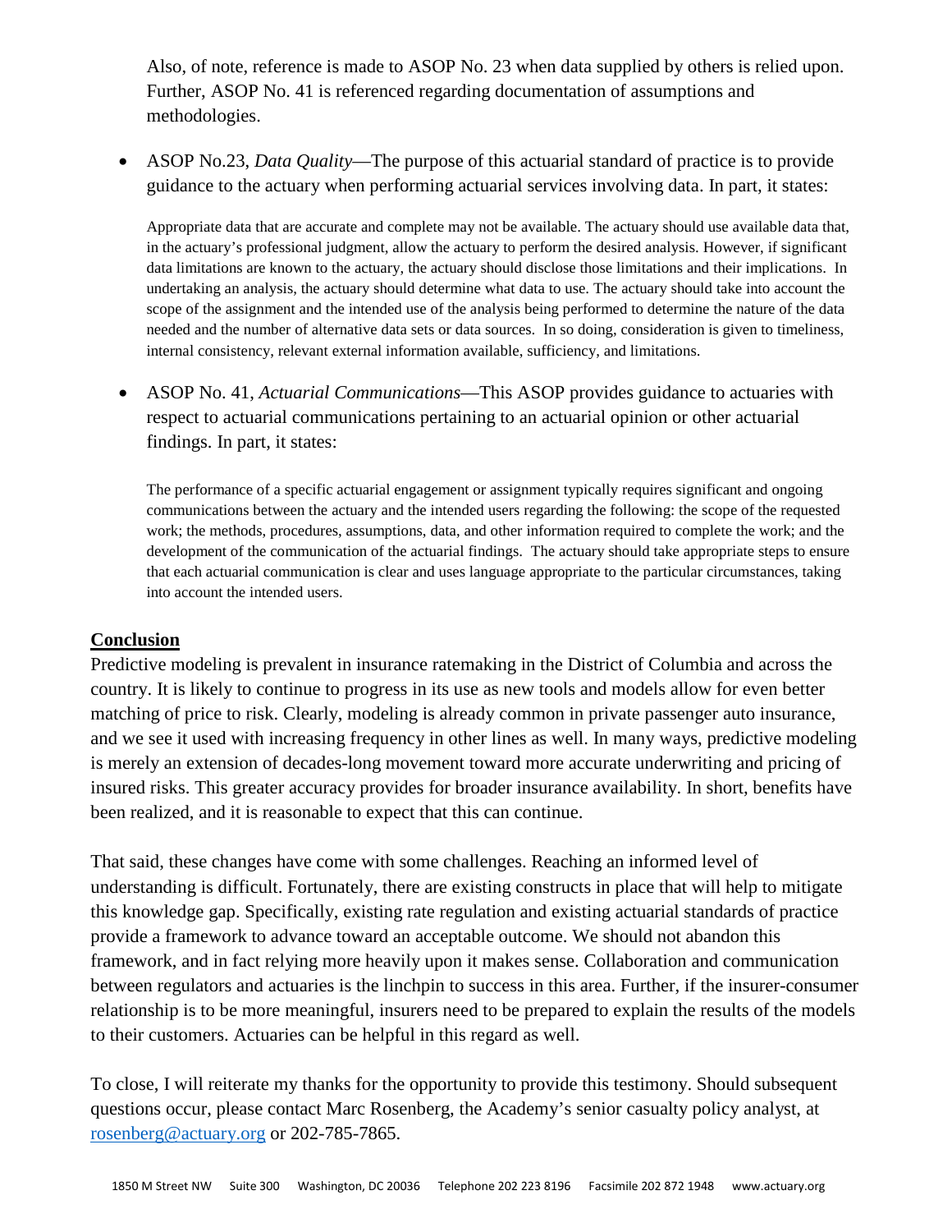Also, of note, reference is made to ASOP No. 23 when data supplied by others is relied upon. Further, ASOP No. 41 is referenced regarding documentation of assumptions and methodologies.

- ASOP No.23, *Data Quality*—The purpose of this actuarial standard of practice is to provide guidance to the actuary when performing actuarial services involving data. In part, it states:

> Appropriate data that are accurate and complete may not be available. The actuary should use available data that, in the actuary's professional judgment, allow the actuary to perform the desired analysis. However, if significant data limitations are known to the actuary, the actuary should disclose those limitations and their implications. In undertaking an analysis, the actuary should determine what data to use. The actuary should take into account the scope of the assignment and the intended use of the analysis being performed to determine the nature of the data needed and the number of alternative data sets or data sources. In so doing, consideration is given to timeliness, internal consistency, relevant external information available, sufficiency, and limitations.

- ASOP No. 41, *Actuarial Communications*—This ASOP provides guidance to actuaries with respect to actuarial communications pertaining to an actuarial opinion or other actuarial findings. In part, it states:

> The performance of a specific actuarial engagement or assignment typically requires significant and ongoing communications between the actuary and the intended users regarding the following: the scope of the requested work; the methods, procedures, assumptions, data, and other information required to complete the work; and the development of the communication of the actuarial findings. The actuary should take appropriate steps to ensure that each actuarial communication is clear and uses language appropriate to the particular circumstances, taking into account the intended users.

**Conclusion**

Predictive modeling is prevalent in insurance ratemaking in the District of Columbia and across the country. It is likely to continue to progress in its use as new tools and models allow for even better matching of price to risk. Clearly, modeling is already common in private passenger auto insurance, and we see it used with increasing frequency in other lines as well. In many ways, predictive modeling is merely an extension of decades-long movement toward more accurate underwriting and pricing of insured risks. This greater accuracy provides for broader insurance availability. In short, benefits have been realized, and it is reasonable to expect that this can continue.

That said, these changes have come with some challenges. Reaching an informed level of understanding is difficult. Fortunately, there are existing constructs in place that will help to mitigate this knowledge gap. Specifically, existing rate regulation and existing actuarial standards of practice provide a framework to advance toward an acceptable outcome. We should not abandon this framework, and in fact relying more heavily upon it makes sense. Collaboration and communication between regulators and actuaries is the linchpin to success in this area. Further, if the insurer-consumer relationship is to be more meaningful, insurers need to be prepared to explain the results of the models to their customers. Actuaries can be helpful in this regard as well.

To close, I will reiterate my thanks for the opportunity to provide this testimony. Should subsequent questions occur, please contact Marc Rosenberg, the Academy's senior casualty policy analyst, at rosenberg@actuary.org or 202-785-7865.